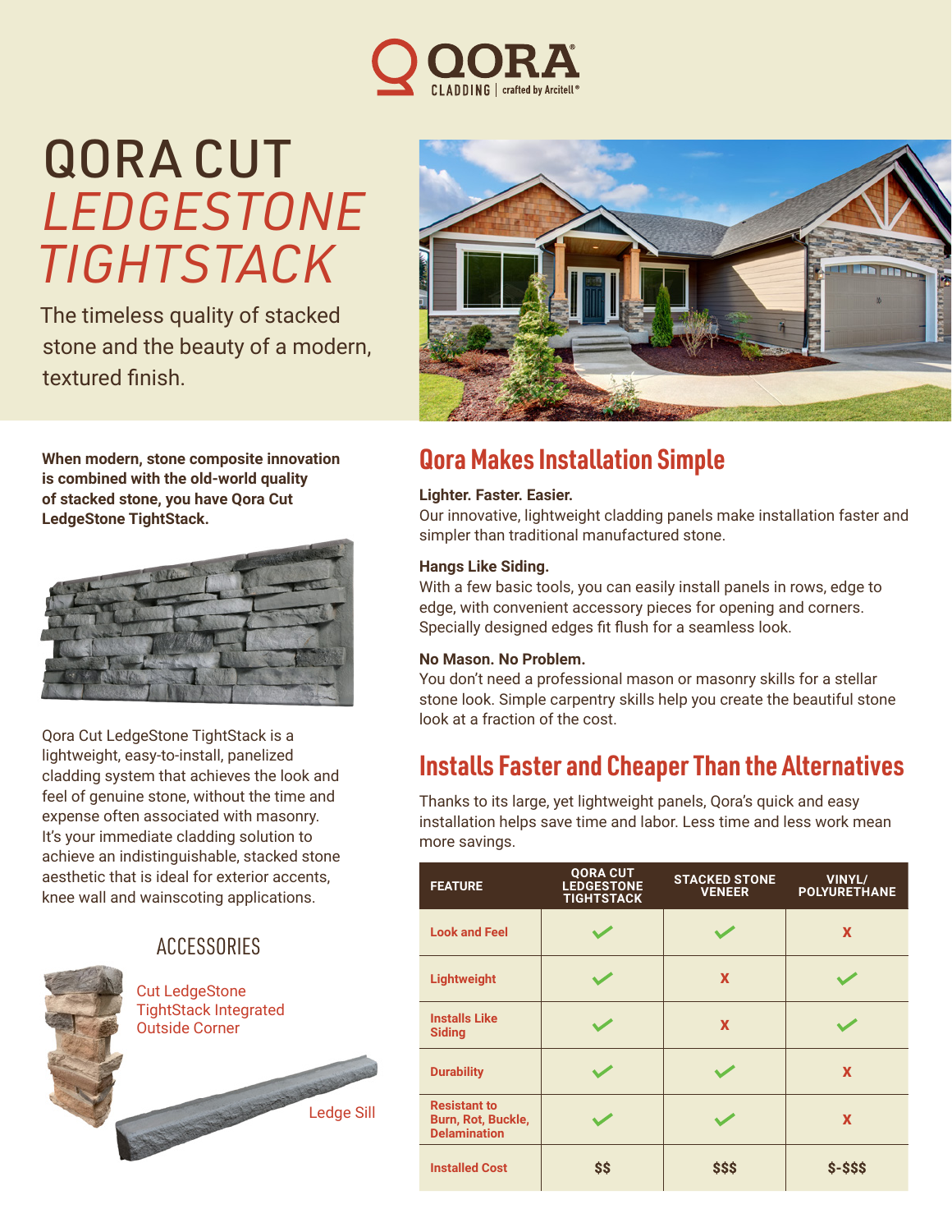QORA CLADDING | crafted by Arcitell®

# QORA CUT *LEDGESTONE TIGHTSTACK*

The timeless quality of stacked stone and the beauty of a modern, textured finish.

**When modern, stone composite innovation is combined with the old-world quality of stacked stone, you have Qora Cut LedgeStone TightStack.**

Qora Cut LedgeStone TightStack is a lightweight, easy-to-install, panelized cladding system that achieves the look and feel of genuine stone, without the time and expense often associated with masonry. It's your immediate cladding solution to achieve an indistinguishable, stacked stone aesthetic that is ideal for exterior accents, knee wall and wainscoting applications.

### ACCESSORIES

Cut LedgeStone TightStack Integrated Outside Corner

Ledge Sill

## Qora Makes Installation Simple

**Lighter. Faster. Easier.**
Our innovative, lightweight cladding panels make installation faster and simpler than traditional manufactured stone.

**Hangs Like Siding.**
With a few basic tools, you can easily install panels in rows, edge to edge, with convenient accessory pieces for opening and corners. Specially designed edges fit flush for a seamless look.

**No Mason. No Problem.**
You don't need a professional mason or masonry skills for a stellar stone look. Simple carpentry skills help you create the beautiful stone look at a fraction of the cost.

## Installs Faster and Cheaper Than the Alternatives

Thanks to its large, yet lightweight panels, Qora's quick and easy installation helps save time and labor. Less time and less work mean more savings.

| FEATURE | QORA CUT LEDGESTONE TIGHTSTACK | STACKED STONE VENEER | VINYL/ POLYURETHANE |
|---|---|---|---|
| Look and Feel | ✓ | ✓ | X |
| Lightweight | ✓ | X | ✓ |
| Installs Like Siding | ✓ | X | ✓ |
| Durability | ✓ | ✓ | X |
| Resistant to Burn, Rot, Buckle, Delamination | ✓ | ✓ | X |
| Installed Cost | $$ | $$$ | $-$$$ |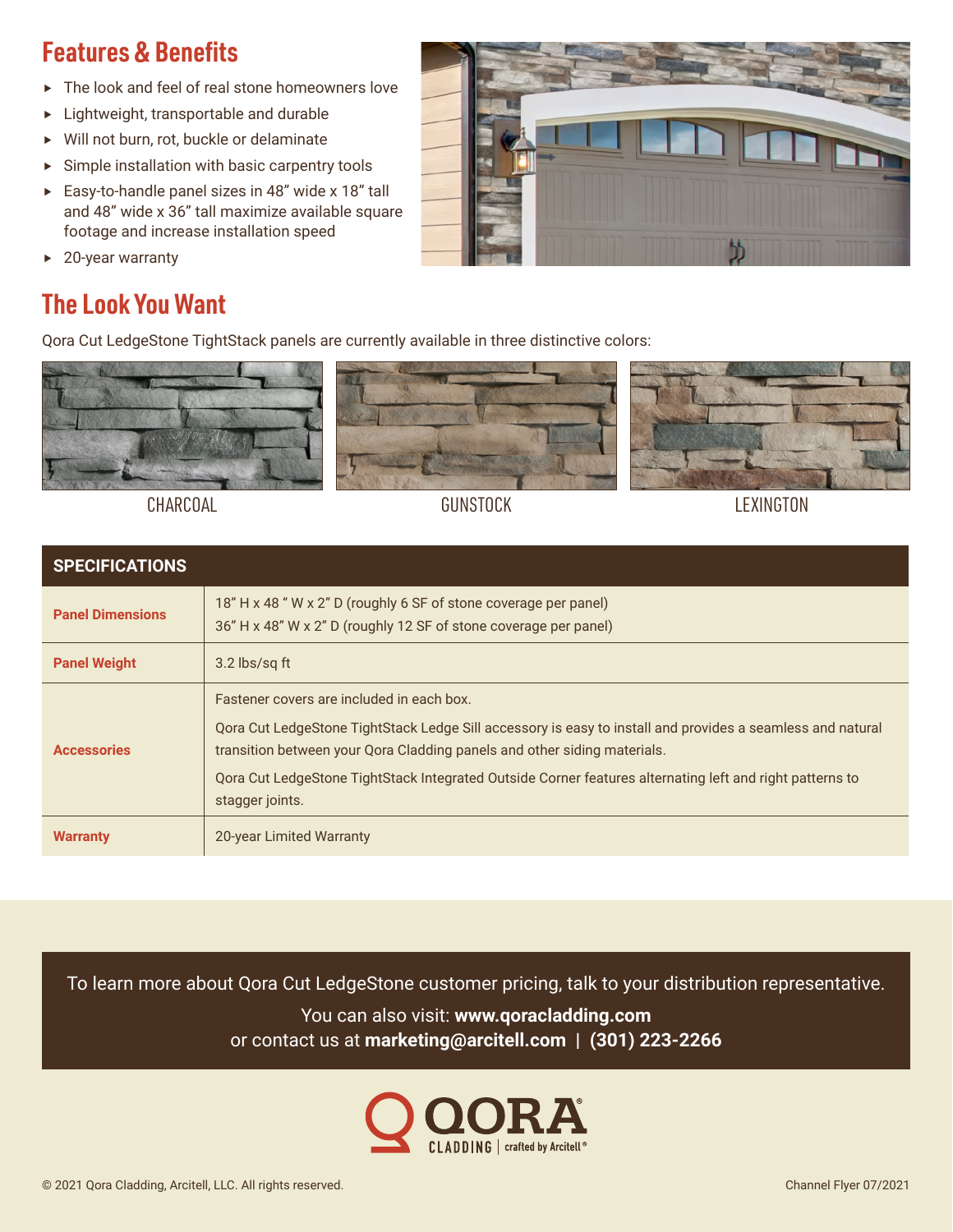## Features & Benefits

- The look and feel of real stone homeowners love
- Lightweight, transportable and durable
- Will not burn, rot, buckle or delaminate
- Simple installation with basic carpentry tools
- Easy-to-handle panel sizes in 48" wide x 18" tall and 48" wide x 36" tall maximize available square footage and increase installation speed
- 20-year warranty

## The Look You Want

Qora Cut LedgeStone TightStack panels are currently available in three distinctive colors:

CHARCOAL

GUNSTOCK

LEXINGTON

| SPECIFICATIONS | |
|---|---|
| **Panel Dimensions** | 18" H x 48 " W x 2" D (roughly 6 SF of stone coverage per panel)<br>36" H x 48" W x 2" D (roughly 12 SF of stone coverage per panel) |
| **Panel Weight** | 3.2 lbs/sq ft |
| **Accessories** | Fastener covers are included in each box.<br>Qora Cut LedgeStone TightStack Ledge Sill accessory is easy to install and provides a seamless and natural transition between your Qora Cladding panels and other siding materials.<br>Qora Cut LedgeStone TightStack Integrated Outside Corner features alternating left and right patterns to stagger joints. |
| **Warranty** | 20-year Limited Warranty |

To learn more about Qora Cut LedgeStone customer pricing, talk to your distribution representative.

You can also visit: **www.qoracladding.com**
or contact us at **marketing@arcitell.com** | **(301) 223-2266**

QORA® CLADDING | crafted by Arcitell®

© 2021 Qora Cladding, Arcitell, LLC. All rights reserved.

Channel Flyer 07/2021